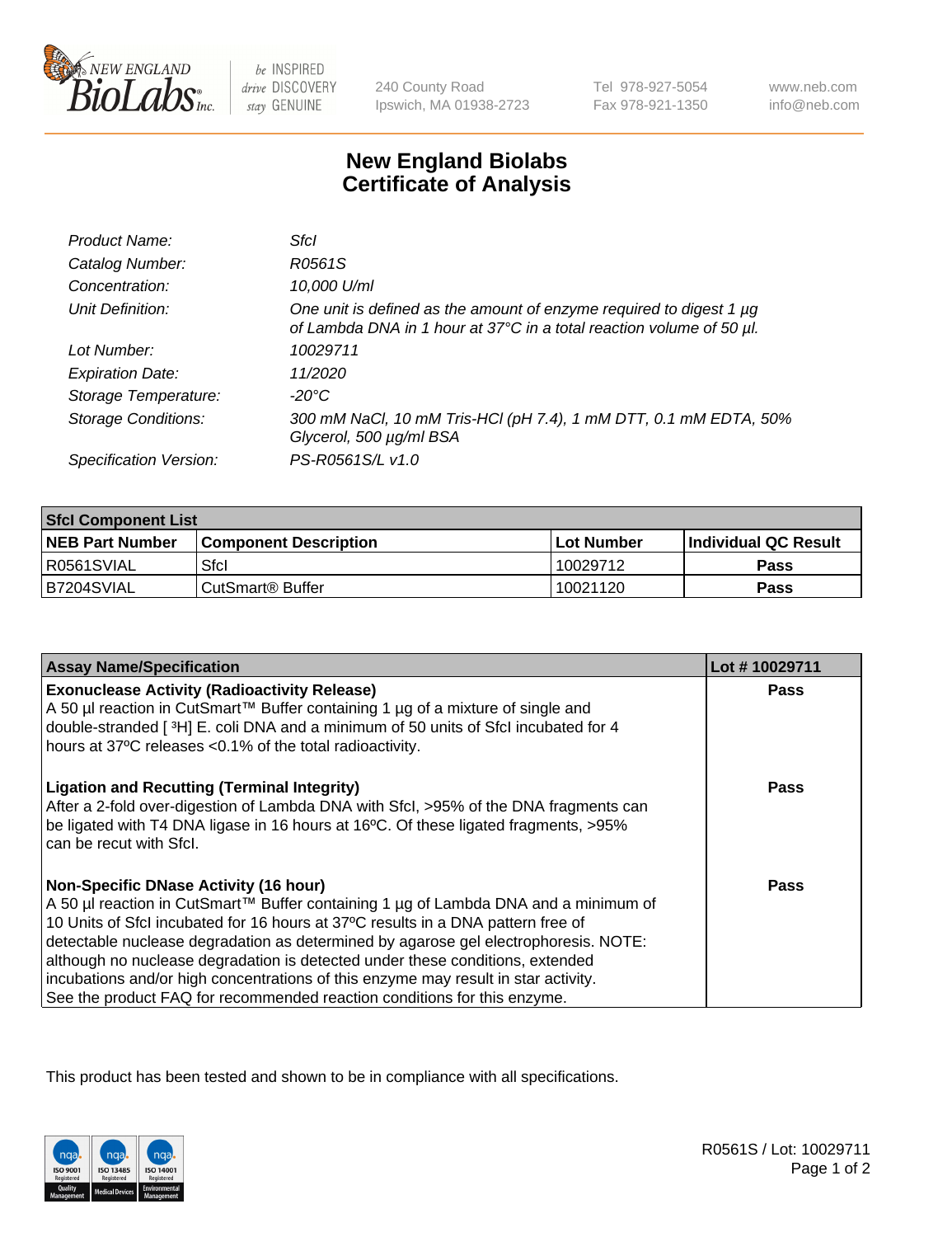# New England Biolabs Certificate of Analysis

| | |
|---|---|
| *Product Name:* | *SfcI* |
| *Catalog Number:* | *R0561S* |
| *Concentration:* | *10,000 U/ml* |
| *Unit Definition:* | *One unit is defined as the amount of enzyme required to digest 1 µg of Lambda DNA in 1 hour at 37°C in a total reaction volume of 50 µl.* |
| *Lot Number:* | *10029711* |
| *Expiration Date:* | *11/2020* |
| *Storage Temperature:* | *-20°C* |
| *Storage Conditions:* | *300 mM NaCl, 10 mM Tris-HCl (pH 7.4), 1 mM DTT, 0.1 mM EDTA, 50% Glycerol, 500 µg/ml BSA* |
| *Specification Version:* | *PS-R0561S/L v1.0* |

| SfcI Component List | | | |
|---|---|---|---|
| **NEB Part Number** | **Component Description** | **Lot Number** | **Individual QC Result** |
| R0561SVIAL | SfcI | 10029712 | **Pass** |
| B7204SVIAL | CutSmart® Buffer | 10021120 | **Pass** |

| Assay Name/Specification | Lot # 10029711 |
|---|---|
| **Exonuclease Activity (Radioactivity Release)** A 50 µl reaction in CutSmart™ Buffer containing 1 µg of a mixture of single and double-stranded [ $^3$H] E. coli DNA and a minimum of 50 units of SfcI incubated for 4 hours at 37ºC releases <0.1% of the total radioactivity. | **Pass** |
| **Ligation and Recutting (Terminal Integrity)** After a 2-fold over-digestion of Lambda DNA with SfcI, >95% of the DNA fragments can be ligated with T4 DNA ligase in 16 hours at 16ºC. Of these ligated fragments, >95% can be recut with SfcI. | **Pass** |
| **Non-Specific DNase Activity (16 hour)** A 50 µl reaction in CutSmart™ Buffer containing 1 µg of Lambda DNA and a minimum of 10 Units of SfcI incubated for 16 hours at 37ºC results in a DNA pattern free of detectable nuclease degradation as determined by agarose gel electrophoresis. NOTE: although no nuclease degradation is detected under these conditions, extended incubations and/or high concentrations of this enzyme may result in star activity. See the product FAQ for recommended reaction conditions for this enzyme. | **Pass** |

This product has been tested and shown to be in compliance with all specifications.

R0561S / Lot: 10029711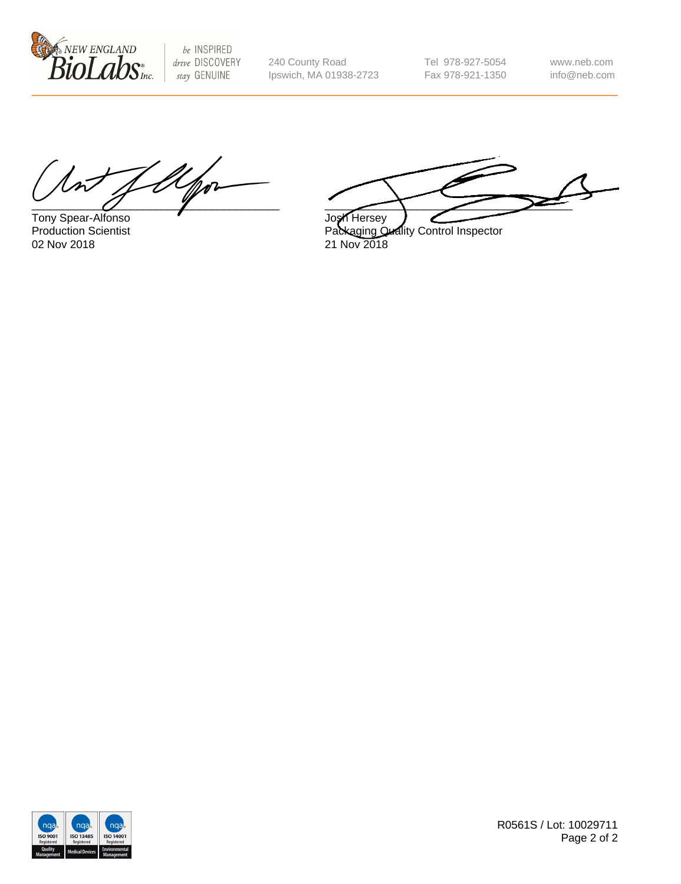Tony Spear-Alfonso
Production Scientist
02 Nov 2018

Josh Hersey
Packaging Quality Control Inspector
21 Nov 2018

R0561S / Lot: 10029711